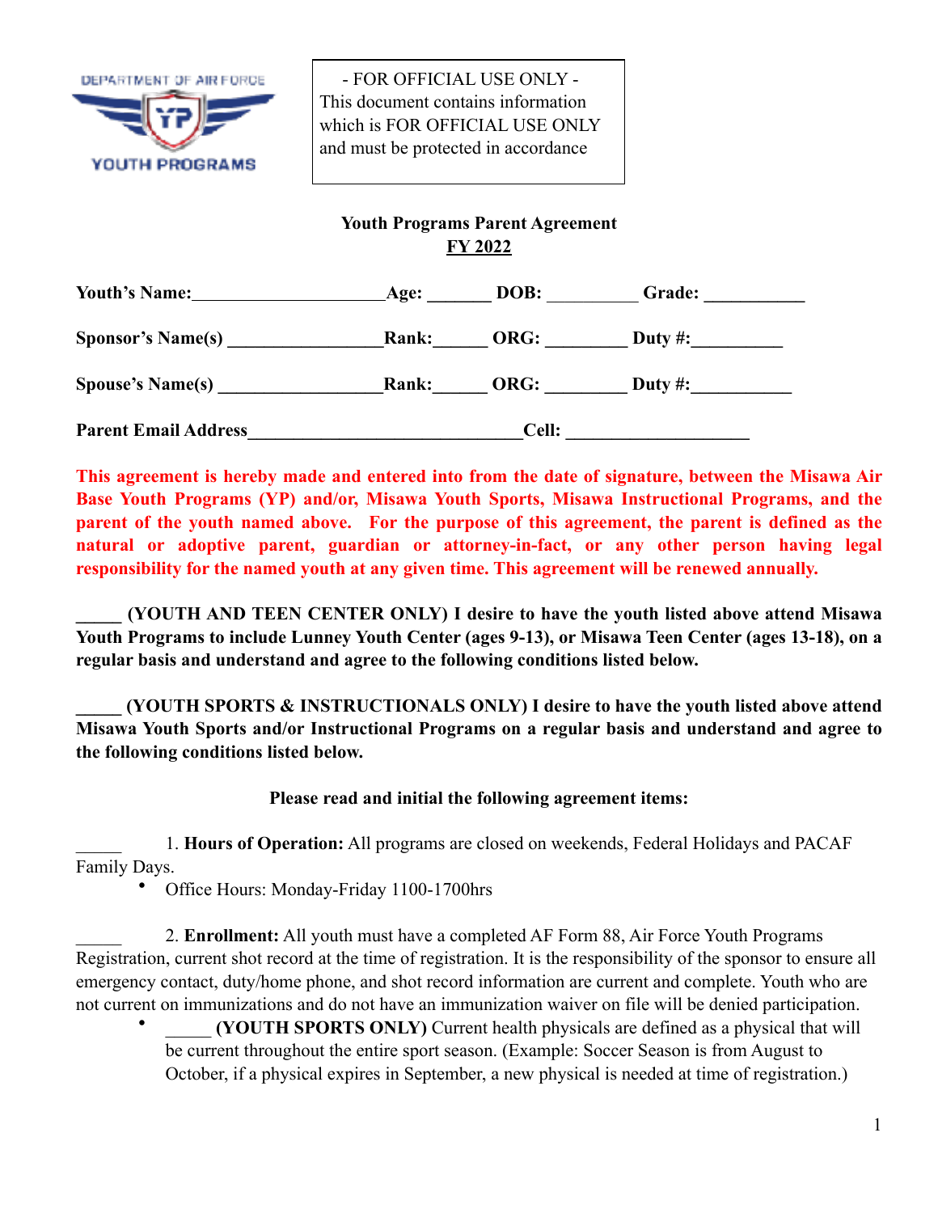DEPARTMENT OF AIR FORCE YOUTH PROGRAMS

- FOR OFFICIAL USE ONLY -
This document contains information which is FOR OFFICIAL USE ONLY and must be protected in accordance

**Youth Programs Parent Agreement**
**FY 2022**

**Youth's Name:**_____________________**Age:** _______ **DOB:** __________ **Grade:** ___________

**Sponsor's Name(s)** _________________**Rank:**______ **ORG:** _________ **Duty #:**__________

**Spouse's Name(s)** __________________**Rank:**______ **ORG:** _________ **Duty #:**___________

**Parent Email Address**______________________________**Cell:** ____________________

**This agreement is hereby made and entered into from the date of signature, between the Misawa Air Base Youth Programs (YP) and/or, Misawa Youth Sports, Misawa Instructional Programs, and the parent of the youth named above. For the purpose of this agreement, the parent is defined as the natural or adoptive parent, guardian or attorney-in-fact, or any other person having legal responsibility for the named youth at any given time. This agreement will be renewed annually.**

**_____ (YOUTH AND TEEN CENTER ONLY) I desire to have the youth listed above attend Misawa Youth Programs to include Lunney Youth Center (ages 9-13), or Misawa Teen Center (ages 13-18), on a regular basis and understand and agree to the following conditions listed below.**

**_____ (YOUTH SPORTS & INSTRUCTIONALS ONLY) I desire to have the youth listed above attend Misawa Youth Sports and/or Instructional Programs on a regular basis and understand and agree to the following conditions listed below.**

**Please read and initial the following agreement items:**

_____ 1. **Hours of Operation:** All programs are closed on weekends, Federal Holidays and PACAF Family Days.

- Office Hours: Monday-Friday 1100-1700hrs

_____ 2. **Enrollment:** All youth must have a completed AF Form 88, Air Force Youth Programs Registration, current shot record at the time of registration. It is the responsibility of the sponsor to ensure all emergency contact, duty/home phone, and shot record information are current and complete. Youth who are not current on immunizations and do not have an immunization waiver on file will be denied participation.

- _____ **(YOUTH SPORTS ONLY)** Current health physicals are defined as a physical that will be current throughout the entire sport season. (Example: Soccer Season is from August to October, if a physical expires in September, a new physical is needed at time of registration.)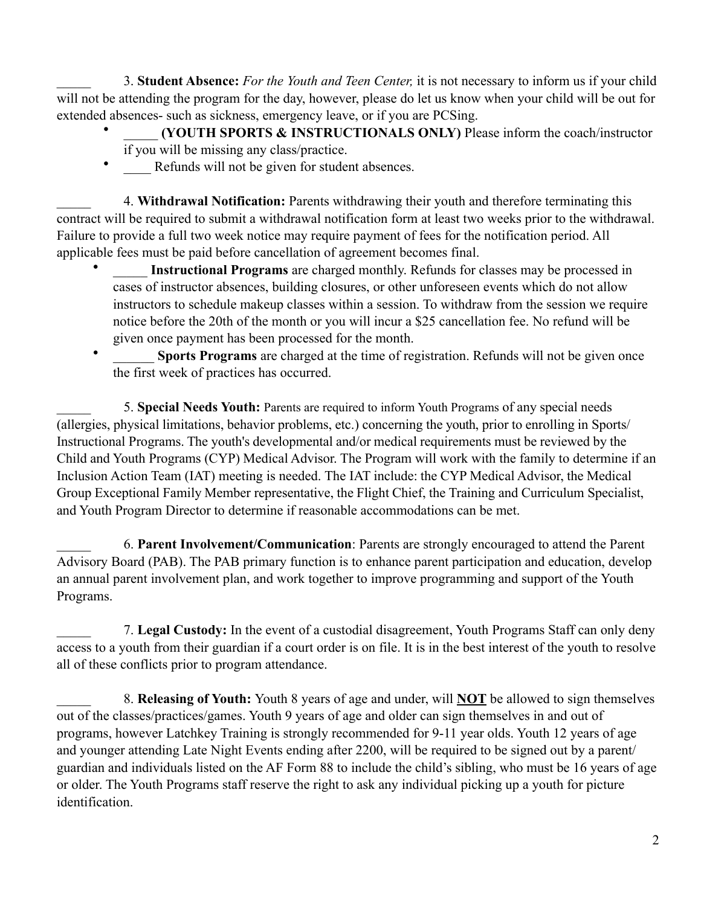_____ 3. **Student Absence:** *For the Youth and Teen Center,* it is not necessary to inform us if your child will not be attending the program for the day, however, please do let us know when your child will be out for extended absences- such as sickness, emergency leave, or if you are PCSing.

- _____ **(YOUTH SPORTS & INSTRUCTIONALS ONLY)** Please inform the coach/instructor if you will be missing any class/practice.
- ____ Refunds will not be given for student absences.

_____ 4. **Withdrawal Notification:** Parents withdrawing their youth and therefore terminating this contract will be required to submit a withdrawal notification form at least two weeks prior to the withdrawal. Failure to provide a full two week notice may require payment of fees for the notification period. All applicable fees must be paid before cancellation of agreement becomes final.

- _____ **Instructional Programs** are charged monthly. Refunds for classes may be processed in cases of instructor absences, building closures, or other unforeseen events which do not allow instructors to schedule makeup classes within a session. To withdraw from the session we require notice before the 20th of the month or you will incur a $25 cancellation fee. No refund will be given once payment has been processed for the month.
- ______ **Sports Programs** are charged at the time of registration. Refunds will not be given once the first week of practices has occurred.

_____ 5. **Special Needs Youth:** Parents are required to inform Youth Programs of any special needs (allergies, physical limitations, behavior problems, etc.) concerning the youth, prior to enrolling in Sports/ Instructional Programs. The youth's developmental and/or medical requirements must be reviewed by the Child and Youth Programs (CYP) Medical Advisor. The Program will work with the family to determine if an Inclusion Action Team (IAT) meeting is needed. The IAT include: the CYP Medical Advisor, the Medical Group Exceptional Family Member representative, the Flight Chief, the Training and Curriculum Specialist, and Youth Program Director to determine if reasonable accommodations can be met.

_____ 6. **Parent Involvement/Communication**: Parents are strongly encouraged to attend the Parent Advisory Board (PAB). The PAB primary function is to enhance parent participation and education, develop an annual parent involvement plan, and work together to improve programming and support of the Youth Programs.

_____ 7. **Legal Custody:** In the event of a custodial disagreement, Youth Programs Staff can only deny access to a youth from their guardian if a court order is on file. It is in the best interest of the youth to resolve all of these conflicts prior to program attendance.

_____ 8. **Releasing of Youth:** Youth 8 years of age and under, will **NOT** be allowed to sign themselves out of the classes/practices/games. Youth 9 years of age and older can sign themselves in and out of programs, however Latchkey Training is strongly recommended for 9-11 year olds. Youth 12 years of age and younger attending Late Night Events ending after 2200, will be required to be signed out by a parent/ guardian and individuals listed on the AF Form 88 to include the child's sibling, who must be 16 years of age or older. The Youth Programs staff reserve the right to ask any individual picking up a youth for picture identification.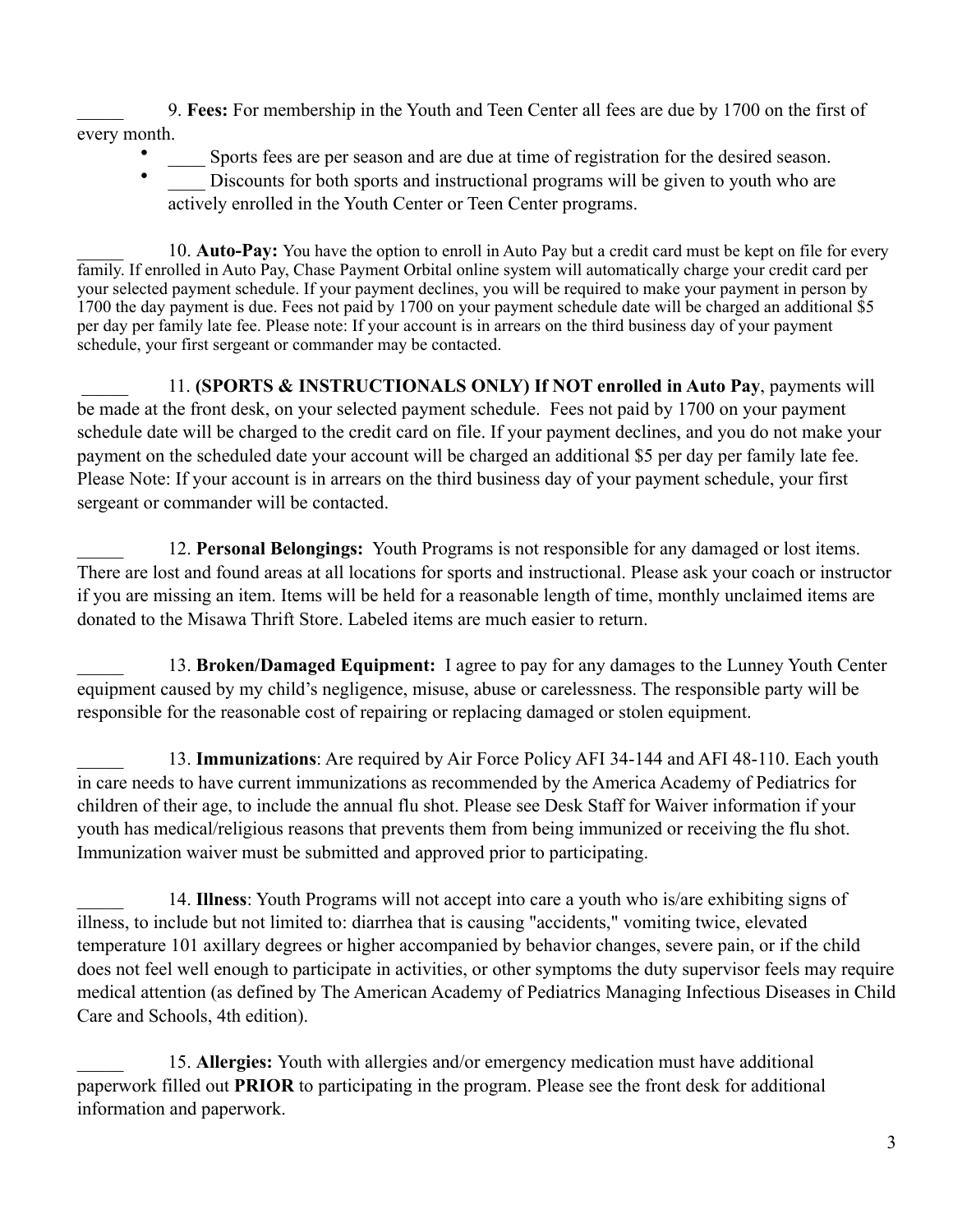_____ 9. **Fees:** For membership in the Youth and Teen Center all fees are due by 1700 on the first of every month.

- ____ Sports fees are per season and are due at time of registration for the desired season.
- ____ Discounts for both sports and instructional programs will be given to youth who are actively enrolled in the Youth Center or Teen Center programs.

_____ 10. **Auto-Pay:** You have the option to enroll in Auto Pay but a credit card must be kept on file for every family. If enrolled in Auto Pay, Chase Payment Orbital online system will automatically charge your credit card per your selected payment schedule. If your payment declines, you will be required to make your payment in person by 1700 the day payment is due. Fees not paid by 1700 on your payment schedule date will be charged an additional $5 per day per family late fee. Please note: If your account is in arrears on the third business day of your payment schedule, your first sergeant or commander may be contacted.

_____ 11. **(SPORTS & INSTRUCTIONALS ONLY) If NOT enrolled in Auto Pay**, payments will be made at the front desk, on your selected payment schedule. Fees not paid by 1700 on your payment schedule date will be charged to the credit card on file. If your payment declines, and you do not make your payment on the scheduled date your account will be charged an additional $5 per day per family late fee. Please Note: If your account is in arrears on the third business day of your payment schedule, your first sergeant or commander will be contacted.

_____ 12. **Personal Belongings:** Youth Programs is not responsible for any damaged or lost items. There are lost and found areas at all locations for sports and instructional. Please ask your coach or instructor if you are missing an item. Items will be held for a reasonable length of time, monthly unclaimed items are donated to the Misawa Thrift Store. Labeled items are much easier to return.

_____ 13. **Broken/Damaged Equipment:** I agree to pay for any damages to the Lunney Youth Center equipment caused by my child's negligence, misuse, abuse or carelessness. The responsible party will be responsible for the reasonable cost of repairing or replacing damaged or stolen equipment.

_____ 13. **Immunizations**: Are required by Air Force Policy AFI 34-144 and AFI 48-110. Each youth in care needs to have current immunizations as recommended by the America Academy of Pediatrics for children of their age, to include the annual flu shot. Please see Desk Staff for Waiver information if your youth has medical/religious reasons that prevents them from being immunized or receiving the flu shot. Immunization waiver must be submitted and approved prior to participating.

_____ 14. **Illness**: Youth Programs will not accept into care a youth who is/are exhibiting signs of illness, to include but not limited to: diarrhea that is causing "accidents," vomiting twice, elevated temperature 101 axillary degrees or higher accompanied by behavior changes, severe pain, or if the child does not feel well enough to participate in activities, or other symptoms the duty supervisor feels may require medical attention (as defined by The American Academy of Pediatrics Managing Infectious Diseases in Child Care and Schools, 4th edition).

_____ 15. **Allergies:** Youth with allergies and/or emergency medication must have additional paperwork filled out **PRIOR** to participating in the program. Please see the front desk for additional information and paperwork.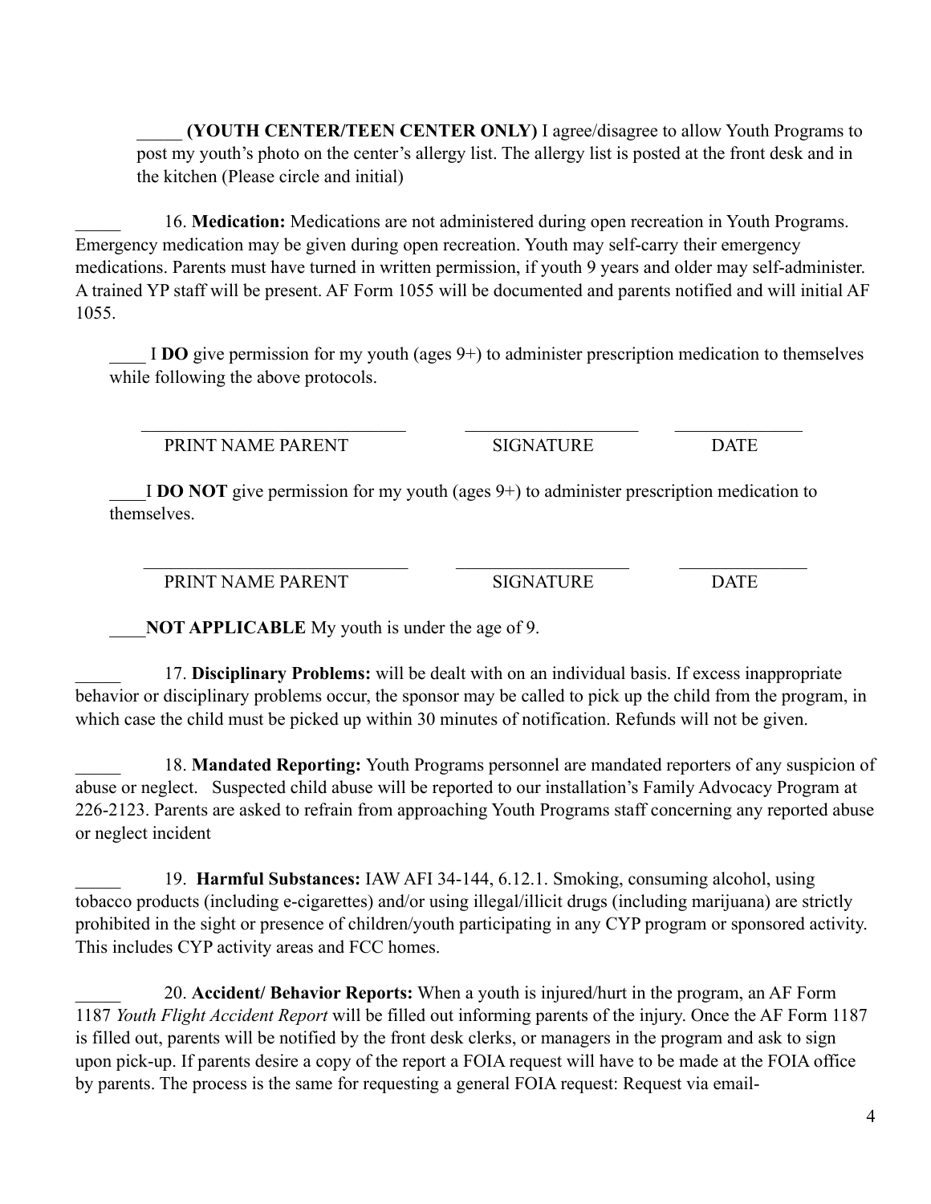_____ **(YOUTH CENTER/TEEN CENTER ONLY)** I agree/disagree to allow Youth Programs to post my youth's photo on the center's allergy list. The allergy list is posted at the front desk and in the kitchen (Please circle and initial)

_____ 16. **Medication:** Medications are not administered during open recreation in Youth Programs. Emergency medication may be given during open recreation. Youth may self-carry their emergency medications. Parents must have turned in written permission, if youth 9 years and older may self-administer. A trained YP staff will be present. AF Form 1055 will be documented and parents notified and will initial AF 1055.

____ I **DO** give permission for my youth (ages 9+) to administer prescription medication to themselves while following the above protocols.

______________________________ ___________________ ______________

PRINT NAME PARENT SIGNATURE DATE

____I **DO NOT** give permission for my youth (ages 9+) to administer prescription medication to themselves.

______________________________ ___________________ ______________

PRINT NAME PARENT SIGNATURE DATE

____**NOT APPLICABLE** My youth is under the age of 9.

_____ 17. **Disciplinary Problems:** will be dealt with on an individual basis. If excess inappropriate behavior or disciplinary problems occur, the sponsor may be called to pick up the child from the program, in which case the child must be picked up within 30 minutes of notification. Refunds will not be given.

_____ 18. **Mandated Reporting:** Youth Programs personnel are mandated reporters of any suspicion of abuse or neglect. Suspected child abuse will be reported to our installation's Family Advocacy Program at 226-2123. Parents are asked to refrain from approaching Youth Programs staff concerning any reported abuse or neglect incident

_____ 19. **Harmful Substances:** IAW AFI 34-144, 6.12.1. Smoking, consuming alcohol, using tobacco products (including e-cigarettes) and/or using illegal/illicit drugs (including marijuana) are strictly prohibited in the sight or presence of children/youth participating in any CYP program or sponsored activity. This includes CYP activity areas and FCC homes.

_____ 20. **Accident/ Behavior Reports:** When a youth is injured/hurt in the program, an AF Form 1187 *Youth Flight Accident Report* will be filled out informing parents of the injury. Once the AF Form 1187 is filled out, parents will be notified by the front desk clerks, or managers in the program and ask to sign upon pick-up. If parents desire a copy of the report a FOIA request will have to be made at the FOIA office by parents. The process is the same for requesting a general FOIA request: Request via email-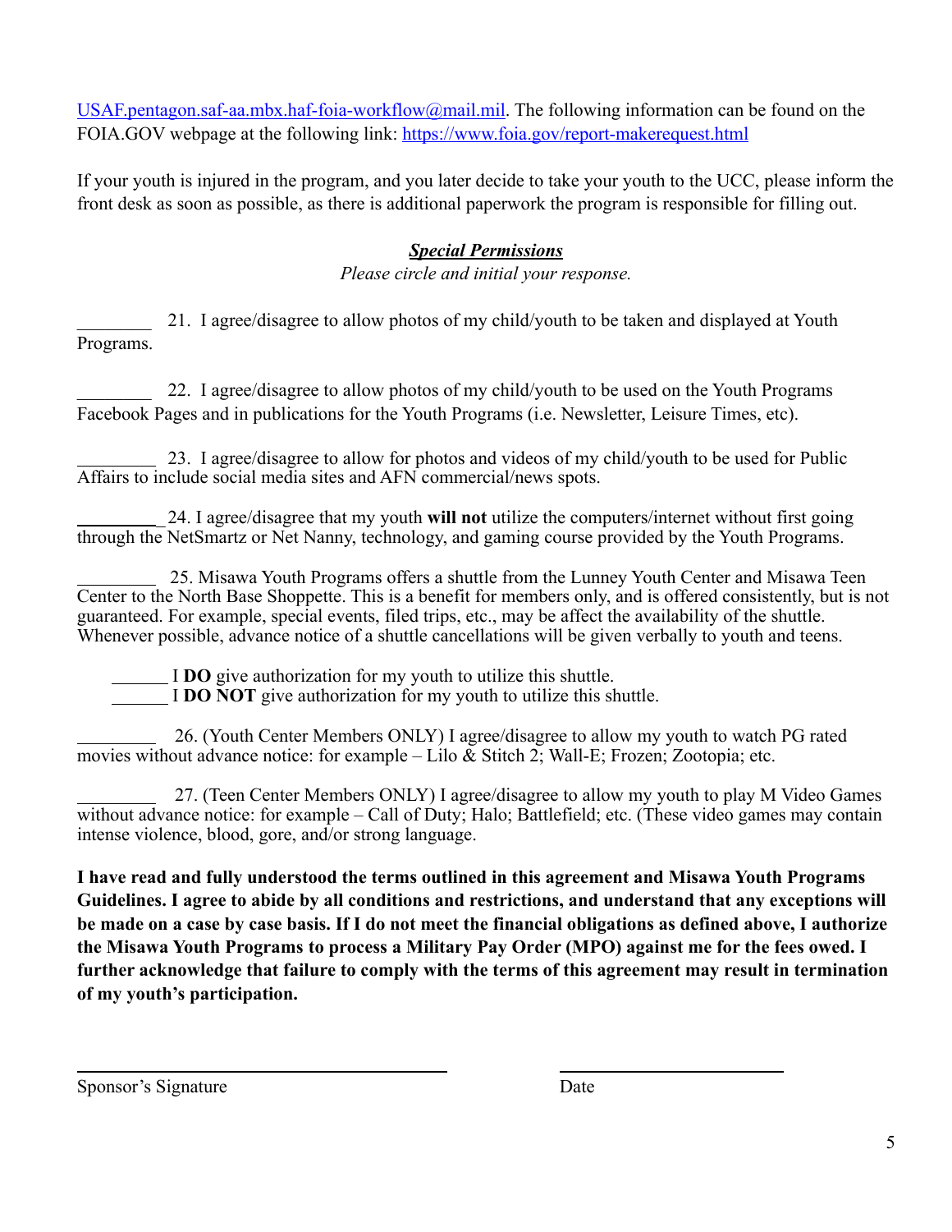USAF.pentagon.saf-aa.mbx.haf-foia-workflow@mail.mil. The following information can be found on the FOIA.GOV webpage at the following link: https://www.foia.gov/report-makerequest.html

If your youth is injured in the program, and you later decide to take your youth to the UCC, please inform the front desk as soon as possible, as there is additional paperwork the program is responsible for filling out.

## ***Special Permissions***

*Please circle and initial your response.*

________ 21. I agree/disagree to allow photos of my child/youth to be taken and displayed at Youth Programs.

________ 22. I agree/disagree to allow photos of my child/youth to be used on the Youth Programs Facebook Pages and in publications for the Youth Programs (i.e. Newsletter, Leisure Times, etc).

________ 23. I agree/disagree to allow for photos and videos of my child/youth to be used for Public Affairs to include social media sites and AFN commercial/news spots.

________ 24. I agree/disagree that my youth **will not** utilize the computers/internet without first going through the NetSmartz or Net Nanny, technology, and gaming course provided by the Youth Programs.

________ 25. Misawa Youth Programs offers a shuttle from the Lunney Youth Center and Misawa Teen Center to the North Base Shoppette. This is a benefit for members only, and is offered consistently, but is not guaranteed. For example, special events, filed trips, etc., may be affect the availability of the shuttle. Whenever possible, advance notice of a shuttle cancellations will be given verbally to youth and teens.

______ I **DO** give authorization for my youth to utilize this shuttle.
______ I **DO NOT** give authorization for my youth to utilize this shuttle.

________ 26. (Youth Center Members ONLY) I agree/disagree to allow my youth to watch PG rated movies without advance notice: for example – Lilo & Stitch 2; Wall-E; Frozen; Zootopia; etc.

________ 27. (Teen Center Members ONLY) I agree/disagree to allow my youth to play M Video Games without advance notice: for example – Call of Duty; Halo; Battlefield; etc. (These video games may contain intense violence, blood, gore, and/or strong language.

**I have read and fully understood the terms outlined in this agreement and Misawa Youth Programs Guidelines. I agree to abide by all conditions and restrictions, and understand that any exceptions will be made on a case by case basis. If I do not meet the financial obligations as defined above, I authorize the Misawa Youth Programs to process a Military Pay Order (MPO) against me for the fees owed. I further acknowledge that failure to comply with the terms of this agreement may result in termination of my youth's participation.**

________________________________________ ________________________

Sponsor's Signature Date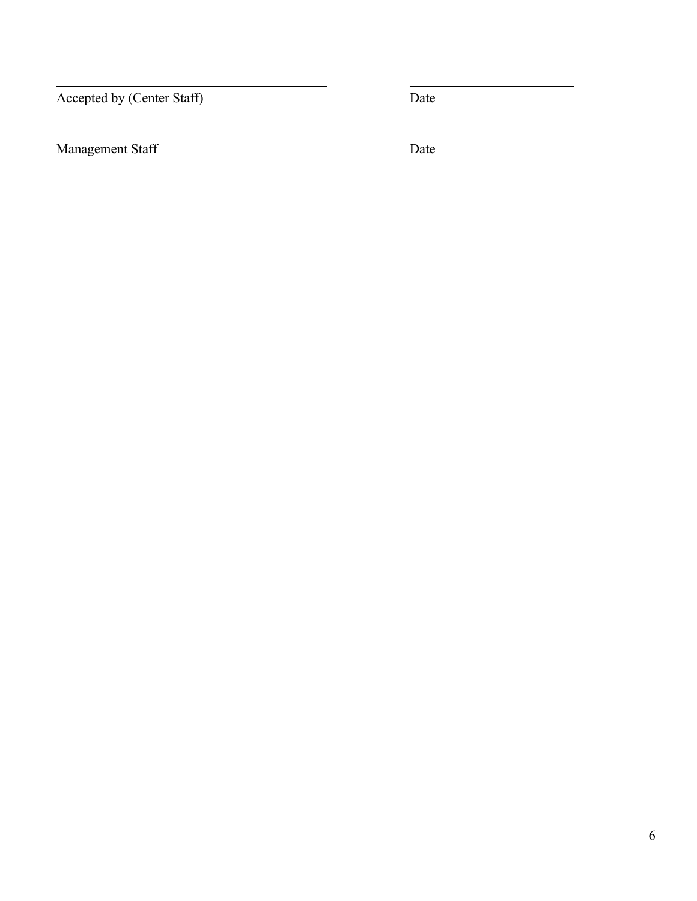\_\_\_\_\_\_\_\_\_\_\_\_\_\_\_\_\_\_\_\_\_\_\_\_\_\_\_\_\_\_\_\_\_\_\_\_ \_\_\_\_\_\_\_\_\_\_\_\_\_\_\_\_\_\_\_\_\_\_

Accepted by (Center Staff) Date

\_\_\_\_\_\_\_\_\_\_\_\_\_\_\_\_\_\_\_\_\_\_\_\_\_\_\_\_\_\_\_\_\_\_\_\_ \_\_\_\_\_\_\_\_\_\_\_\_\_\_\_\_\_\_\_\_\_\_

Management Staff Date